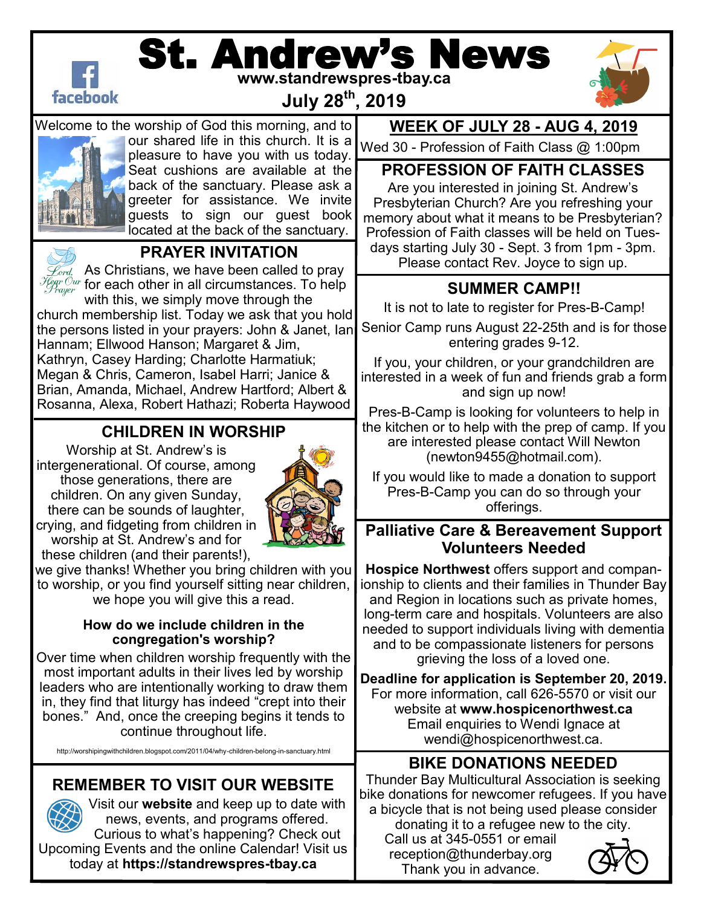# St. Andrew's News

www.standrewspres-tbay.ca

July 28th, 2019

Welcome to the worship of God this morning, and to our shared life in this church. It is a pleasure to have you with us today. Seat cushions are available at the back of the sanctuary. Please ask a greeter for assistance. We invite guests to sign our guest book located at the back of the sanctuary.

## PRAYER INVITATION

As Christians, we have been called to pray for each other in all circumstances. To help with this, we simply move through the church membership list. Today we ask that you hold the persons listed in your prayers: John & Janet, Ian Hannam; Ellwood Hanson; Margaret & Jim, Kathryn, Casey Harding; Charlotte Harmatiuk; Megan & Chris, Cameron, Isabel Harri; Janice & Brian, Amanda, Michael, Andrew Hartford; Albert & Rosanna, Alexa, Robert Hathazi; Roberta Haywood

## CHILDREN IN WORSHIP

Worship at St. Andrew's is intergenerational. Of course, among those generations, there are children. On any given Sunday, there can be sounds of laughter, crying, and fidgeting from children in worship at St. Andrew's and for these children (and their parents!), we give thanks! Whether you bring children with you to worship, or you find yourself sitting near children, we hope you will give this a read.

**How do we include children in the congregation's worship?**

Over time when children worship frequently with the most important adults in their lives led by worship leaders who are intentionally working to draw them in, they find that liturgy has indeed "crept into their bones." And, once the creeping begins it tends to continue throughout life.

http://worshipingwithchildren.blogspot.com/2011/04/why-children-belong-in-sanctuary.html

## REMEMBER TO VISIT OUR WEBSITE

Visit our **website** and keep up to date with news, events, and programs offered. Curious to what's happening? Check out Upcoming Events and the online Calendar! Visit us today at **https://standrewspres-tbay.ca**

## WEEK OF JULY 28 - AUG 4, 2019

Wed 30 - Profession of Faith Class @ 1:00pm

## PROFESSION OF FAITH CLASSES

Are you interested in joining St. Andrew's Presbyterian Church? Are you refreshing your memory about what it means to be Presbyterian? Profession of Faith classes will be held on Tuesdays starting July 30 - Sept. 3 from 1pm - 3pm. Please contact Rev. Joyce to sign up.

## SUMMER CAMP!!

It is not to late to register for Pres-B-Camp!

Senior Camp runs August 22-25th and is for those entering grades 9-12.

If you, your children, or your grandchildren are interested in a week of fun and friends grab a form and sign up now!

Pres-B-Camp is looking for volunteers to help in the kitchen or to help with the prep of camp. If you are interested please contact Will Newton (newton9455@hotmail.com).

If you would like to made a donation to support Pres-B-Camp you can do so through your offerings.

## Palliative Care & Bereavement Support Volunteers Needed

**Hospice Northwest** offers support and companionship to clients and their families in Thunder Bay and Region in locations such as private homes, long-term care and hospitals. Volunteers are also needed to support individuals living with dementia and to be compassionate listeners for persons grieving the loss of a loved one.

**Deadline for application is September 20, 2019.** For more information, call 626-5570 or visit our website at **www.hospicenorthwest.ca** Email enquiries to Wendi Ignace at wendi@hospicenorthwest.ca.

## BIKE DONATIONS NEEDED

Thunder Bay Multicultural Association is seeking bike donations for newcomer refugees. If you have a bicycle that is not being used please consider donating it to a refugee new to the city. Call us at 345-0551 or email reception@thunderbay.org Thank you in advance.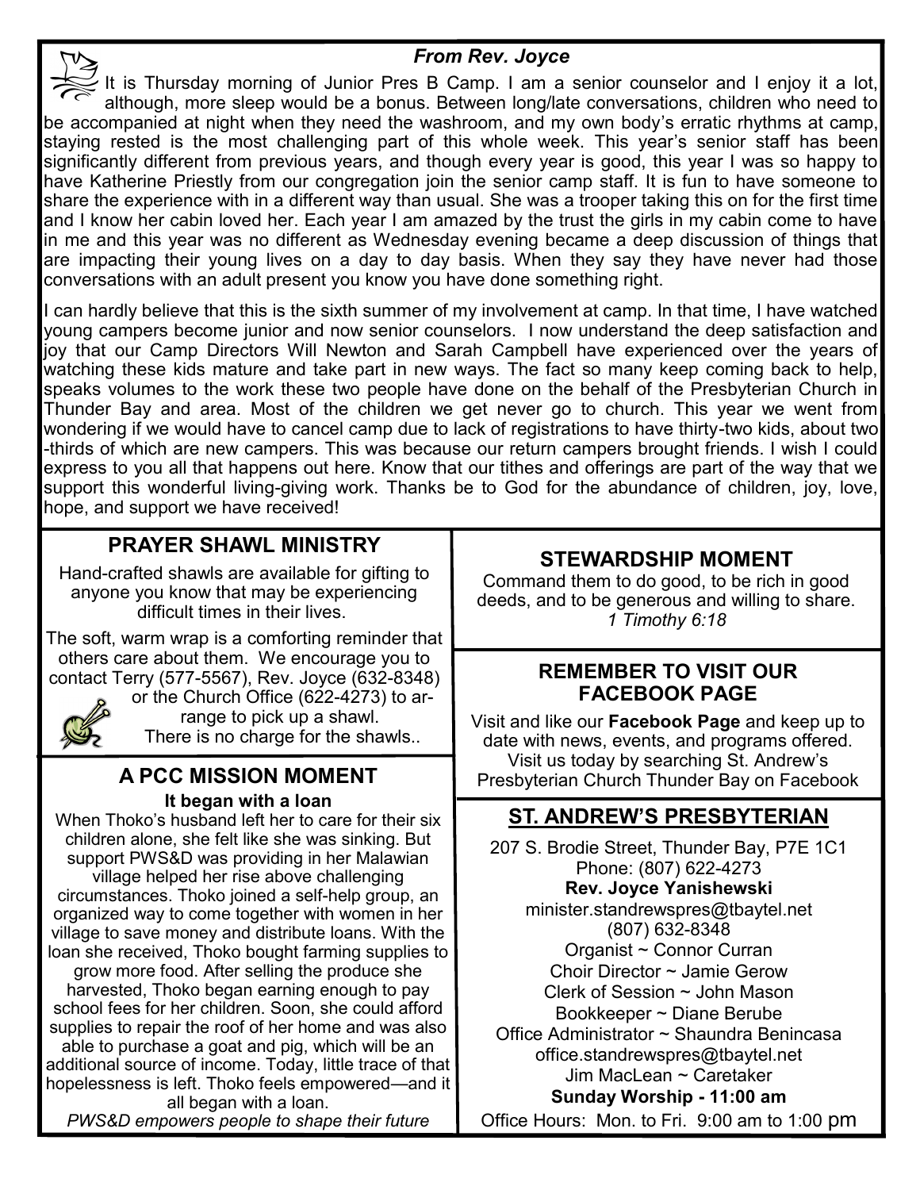### *From Rev. Joyce*

It is Thursday morning of Junior Pres B Camp. I am a senior counselor and I enjoy it a lot, although, more sleep would be a bonus. Between long/late conversations, children who need to be accompanied at night when they need the washroom, and my own body's erratic rhythms at camp, staying rested is the most challenging part of this whole week. This year's senior staff has been significantly different from previous years, and though every year is good, this year I was so happy to have Katherine Priestly from our congregation join the senior camp staff. It is fun to have someone to share the experience with in a different way than usual. She was a trooper taking this on for the first time and I know her cabin loved her. Each year I am amazed by the trust the girls in my cabin come to have in me and this year was no different as Wednesday evening became a deep discussion of things that are impacting their young lives on a day to day basis. When they say they have never had those conversations with an adult present you know you have done something right.

I can hardly believe that this is the sixth summer of my involvement at camp. In that time, I have watched young campers become junior and now senior counselors. I now understand the deep satisfaction and joy that our Camp Directors Will Newton and Sarah Campbell have experienced over the years of watching these kids mature and take part in new ways. The fact so many keep coming back to help, speaks volumes to the work these two people have done on the behalf of the Presbyterian Church in Thunder Bay and area. Most of the children we get never go to church. This year we went from wondering if we would have to cancel camp due to lack of registrations to have thirty-two kids, about two-thirds of which are new campers. This was because our return campers brought friends. I wish I could express to you all that happens out here. Know that our tithes and offerings are part of the way that we support this wonderful living-giving work. Thanks be to God for the abundance of children, joy, love, hope, and support we have received!

## PRAYER SHAWL MINISTRY

Hand-crafted shawls are available for gifting to anyone you know that may be experiencing difficult times in their lives.

The soft, warm wrap is a comforting reminder that others care about them. We encourage you to contact Terry (577-5567), Rev. Joyce (632-8348) or the Church Office (622-4273) to arrange to pick up a shawl. There is no charge for the shawls..

## A PCC MISSION MOMENT

**It began with a loan**

When Thoko's husband left her to care for their six children alone, she felt like she was sinking. But support PWS&D was providing in her Malawian village helped her rise above challenging circumstances. Thoko joined a self-help group, an organized way to come together with women in her village to save money and distribute loans. With the loan she received, Thoko bought farming supplies to grow more food. After selling the produce she harvested, Thoko began earning enough to pay school fees for her children. Soon, she could afford supplies to repair the roof of her home and was also able to purchase a goat and pig, which will be an additional source of income. Today, little trace of that hopelessness is left. Thoko feels empowered—and it all began with a loan.

*PWS&D empowers people to shape their future*

## STEWARDSHIP MOMENT

Command them to do good, to be rich in good deeds, and to be generous and willing to share.
*1 Timothy 6:18*

## REMEMBER TO VISIT OUR FACEBOOK PAGE

Visit and like our **Facebook Page** and keep up to date with news, events, and programs offered. Visit us today by searching St. Andrew's Presbyterian Church Thunder Bay on Facebook

## ST. ANDREW'S PRESBYTERIAN

207 S. Brodie Street, Thunder Bay, P7E 1C1
Phone: (807) 622-4273
**Rev. Joyce Yanishewski**
minister.standrewspres@tbaytel.net
(807) 632-8348
Organist ~ Connor Curran
Choir Director ~ Jamie Gerow
Clerk of Session ~ John Mason
Bookkeeper ~ Diane Berube
Office Administrator ~ Shaundra Benincasa
office.standrewspres@tbaytel.net
Jim MacLean ~ Caretaker
**Sunday Worship - 11:00 am**
Office Hours: Mon. to Fri. 9:00 am to 1:00 pm